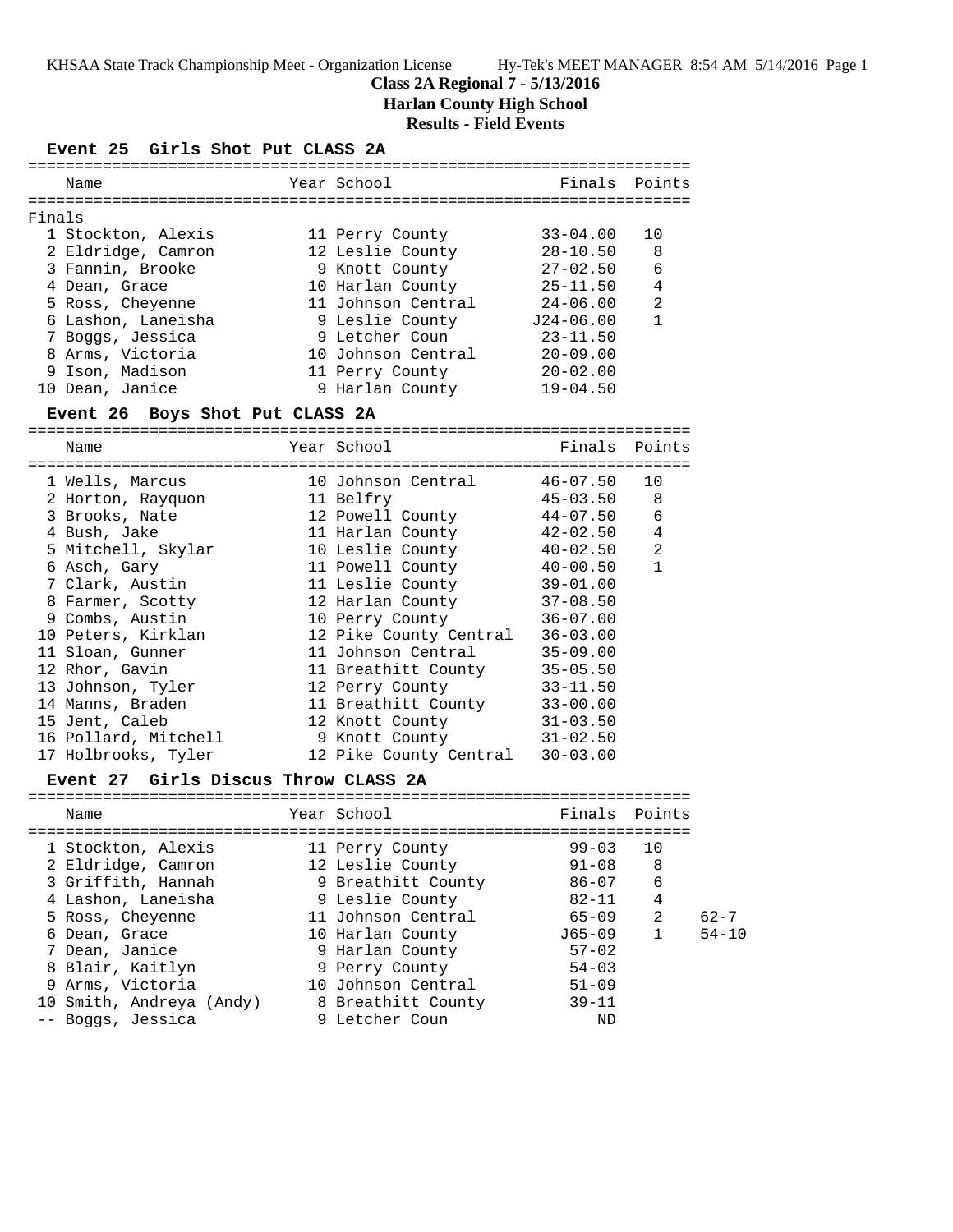**Class 2A Regional 7 - 5/13/2016**

**Harlan County High School**

**Results - Field Events**

### Event 25 Girls Shot Put CLASS 2A

Finals

| Place | Name | Year | School | Finals | Points |
|---|---|---|---|---|---|
| 1 | Stockton, Alexis | 11 | Perry County | 33-04.00 | 10 |
| 2 | Eldridge, Camron | 12 | Leslie County | 28-10.50 | 8 |
| 3 | Fannin, Brooke | 9 | Knott County | 27-02.50 | 6 |
| 4 | Dean, Grace | 10 | Harlan County | 25-11.50 | 4 |
| 5 | Ross, Cheyenne | 11 | Johnson Central | 24-06.00 | 2 |
| 6 | Lashon, Laneisha | 9 | Leslie County | J24-06.00 | 1 |
| 7 | Boggs, Jessica | 9 | Letcher Coun | 23-11.50 | |
| 8 | Arms, Victoria | 10 | Johnson Central | 20-09.00 | |
| 9 | Ison, Madison | 11 | Perry County | 20-02.00 | |
| 10 | Dean, Janice | 9 | Harlan County | 19-04.50 | |

### Event 26 Boys Shot Put CLASS 2A

| Place | Name | Year | School | Finals | Points |
|---|---|---|---|---|---|
| 1 | Wells, Marcus | 10 | Johnson Central | 46-07.50 | 10 |
| 2 | Horton, Rayquon | 11 | Belfry | 45-03.50 | 8 |
| 3 | Brooks, Nate | 12 | Powell County | 44-07.50 | 6 |
| 4 | Bush, Jake | 11 | Harlan County | 42-02.50 | 4 |
| 5 | Mitchell, Skylar | 10 | Leslie County | 40-02.50 | 2 |
| 6 | Asch, Gary | 11 | Powell County | 40-00.50 | 1 |
| 7 | Clark, Austin | 11 | Leslie County | 39-01.00 | |
| 8 | Farmer, Scotty | 12 | Harlan County | 37-08.50 | |
| 9 | Combs, Austin | 10 | Perry County | 36-07.00 | |
| 10 | Peters, Kirklan | 12 | Pike County Central | 36-03.00 | |
| 11 | Sloan, Gunner | 11 | Johnson Central | 35-09.00 | |
| 12 | Rhor, Gavin | 11 | Breathitt County | 35-05.50 | |
| 13 | Johnson, Tyler | 12 | Perry County | 33-11.50 | |
| 14 | Manns, Braden | 11 | Breathitt County | 33-00.00 | |
| 15 | Jent, Caleb | 12 | Knott County | 31-03.50 | |
| 16 | Pollard, Mitchell | 9 | Knott County | 31-02.50 | |
| 17 | Holbrooks, Tyler | 12 | Pike County Central | 30-03.00 | |

### Event 27 Girls Discus Throw CLASS 2A

| Place | Name | Year | School | Finals | Points | |
|---|---|---|---|---|---|---|
| 1 | Stockton, Alexis | 11 | Perry County | 99-03 | 10 | |
| 2 | Eldridge, Camron | 12 | Leslie County | 91-08 | 8 | |
| 3 | Griffith, Hannah | 9 | Breathitt County | 86-07 | 6 | |
| 4 | Lashon, Laneisha | 9 | Leslie County | 82-11 | 4 | |
| 5 | Ross, Cheyenne | 11 | Johnson Central | 65-09 | 2 | 62-7 |
| 6 | Dean, Grace | 10 | Harlan County | J65-09 | 1 | 54-10 |
| 7 | Dean, Janice | 9 | Harlan County | 57-02 | | |
| 8 | Blair, Kaitlyn | 9 | Perry County | 54-03 | | |
| 9 | Arms, Victoria | 10 | Johnson Central | 51-09 | | |
| 10 | Smith, Andreya (Andy) | 8 | Breathitt County | 39-11 | | |
| -- | Boggs, Jessica | 9 | Letcher Coun | ND | | |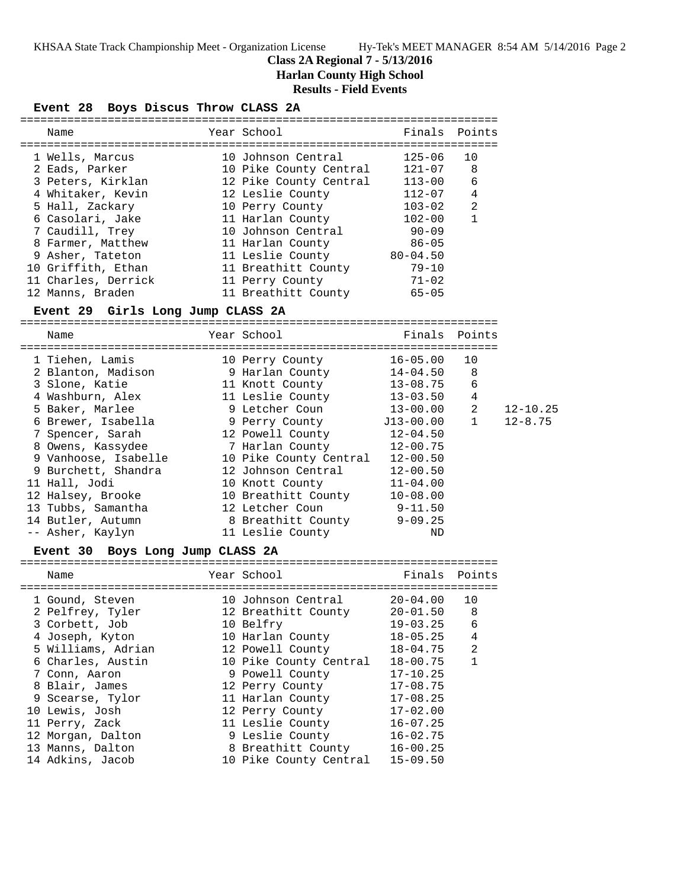**Class 2A Regional 7 - 5/13/2016**

**Harlan County High School**

**Results - Field Events**

## Event 28 Boys Discus Throw CLASS 2A

| Name | Year | School | Finals | Points |
|---|---|---|---|---|
| 1 Wells, Marcus | 10 | Johnson Central | 125-06 | 10 |
| 2 Eads, Parker | 10 | Pike County Central | 121-07 | 8 |
| 3 Peters, Kirklan | 12 | Pike County Central | 113-00 | 6 |
| 4 Whitaker, Kevin | 12 | Leslie County | 112-07 | 4 |
| 5 Hall, Zackary | 10 | Perry County | 103-02 | 2 |
| 6 Casolari, Jake | 11 | Harlan County | 102-00 | 1 |
| 7 Caudill, Trey | 10 | Johnson Central | 90-09 | |
| 8 Farmer, Matthew | 11 | Harlan County | 86-05 | |
| 9 Asher, Tateton | 11 | Leslie County | 80-04.50 | |
| 10 Griffith, Ethan | 11 | Breathitt County | 79-10 | |
| 11 Charles, Derrick | 11 | Perry County | 71-02 | |
| 12 Manns, Braden | 11 | Breathitt County | 65-05 | |

## Event 29 Girls Long Jump CLASS 2A

| Name | Year | School | Finals | Points | |
|---|---|---|---|---|---|
| 1 Tiehen, Lamis | 10 | Perry County | 16-05.00 | 10 | |
| 2 Blanton, Madison | 9 | Harlan County | 14-04.50 | 8 | |
| 3 Slone, Katie | 11 | Knott County | 13-08.75 | 6 | |
| 4 Washburn, Alex | 11 | Leslie County | 13-03.50 | 4 | |
| 5 Baker, Marlee | 9 | Letcher Coun | 13-00.00 | 2 | 12-10.25 |
| 6 Brewer, Isabella | 9 | Perry County | J13-00.00 | 1 | 12-8.75 |
| 7 Spencer, Sarah | 12 | Powell County | 12-04.50 | | |
| 8 Owens, Kassydee | 7 | Harlan County | 12-00.75 | | |
| 9 Vanhoose, Isabelle | 10 | Pike County Central | 12-00.50 | | |
| 9 Burchett, Shandra | 12 | Johnson Central | 12-00.50 | | |
| 11 Hall, Jodi | 10 | Knott County | 11-04.00 | | |
| 12 Halsey, Brooke | 10 | Breathitt County | 10-08.00 | | |
| 13 Tubbs, Samantha | 12 | Letcher Coun | 9-11.50 | | |
| 14 Butler, Autumn | 8 | Breathitt County | 9-09.25 | | |
| -- Asher, Kaylyn | 11 | Leslie County | ND | | |

## Event 30 Boys Long Jump CLASS 2A

| Name | Year | School | Finals | Points |
|---|---|---|---|---|
| 1 Gound, Steven | 10 | Johnson Central | 20-04.00 | 10 |
| 2 Pelfrey, Tyler | 12 | Breathitt County | 20-01.50 | 8 |
| 3 Corbett, Job | 10 | Belfry | 19-03.25 | 6 |
| 4 Joseph, Kyton | 10 | Harlan County | 18-05.25 | 4 |
| 5 Williams, Adrian | 12 | Powell County | 18-04.75 | 2 |
| 6 Charles, Austin | 10 | Pike County Central | 18-00.75 | 1 |
| 7 Conn, Aaron | 9 | Powell County | 17-10.25 | |
| 8 Blair, James | 12 | Perry County | 17-08.75 | |
| 9 Scearse, Tylor | 11 | Harlan County | 17-08.25 | |
| 10 Lewis, Josh | 12 | Perry County | 17-02.00 | |
| 11 Perry, Zack | 11 | Leslie County | 16-07.25 | |
| 12 Morgan, Dalton | 9 | Leslie County | 16-02.75 | |
| 13 Manns, Dalton | 8 | Breathitt County | 16-00.25 | |
| 14 Adkins, Jacob | 10 | Pike County Central | 15-09.50 | |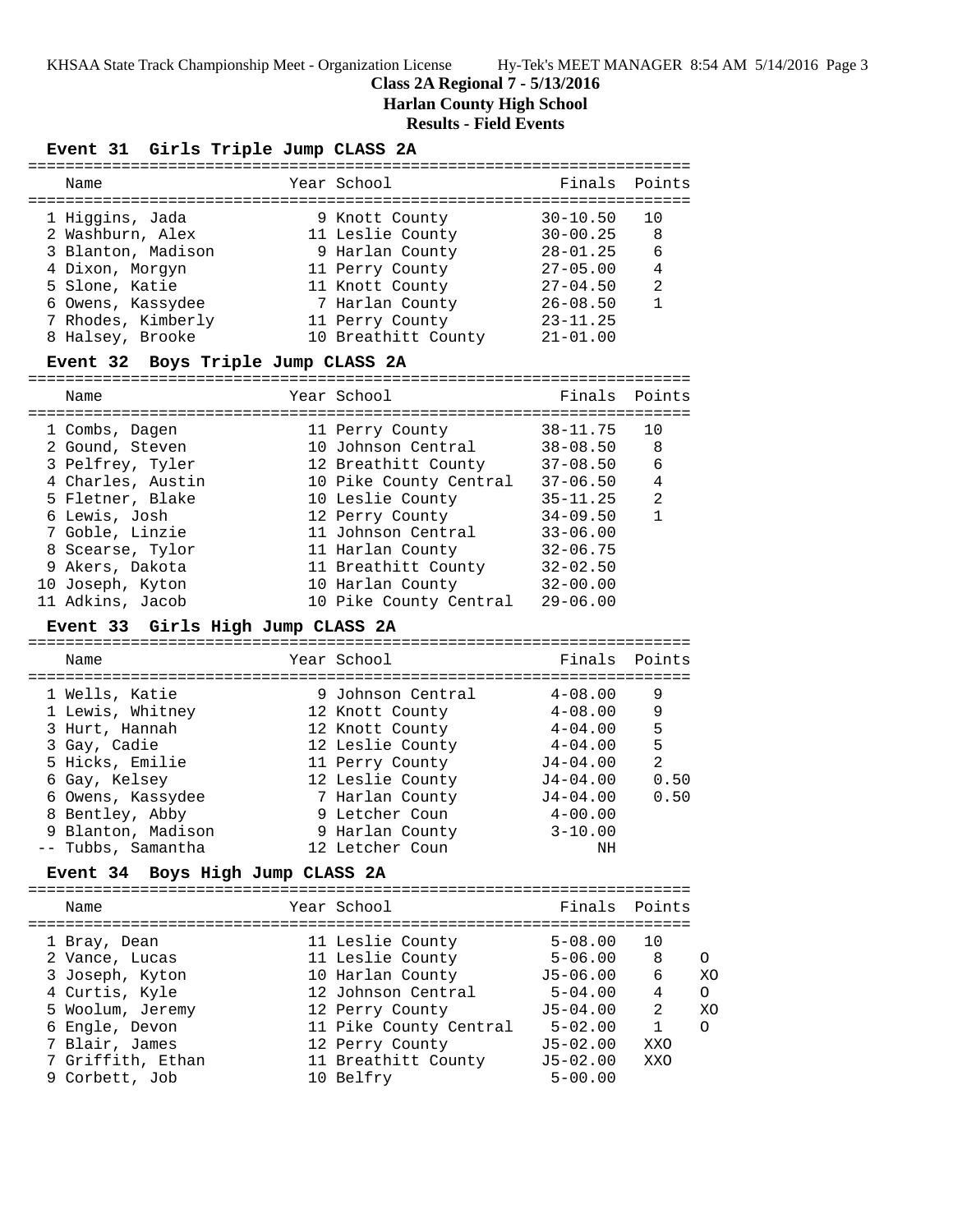**Class 2A Regional 7 - 5/13/2016**

**Harlan County High School**

**Results - Field Events**

### Event 31 Girls Triple Jump CLASS 2A

| Place | Name | Year | School | Finals | Points |
|---|---|---|---|---|---|
| 1 | Higgins, Jada | 9 | Knott County | 30-10.50 | 10 |
| 2 | Washburn, Alex | 11 | Leslie County | 30-00.25 | 8 |
| 3 | Blanton, Madison | 9 | Harlan County | 28-01.25 | 6 |
| 4 | Dixon, Morgyn | 11 | Perry County | 27-05.00 | 4 |
| 5 | Slone, Katie | 11 | Knott County | 27-04.50 | 2 |
| 6 | Owens, Kassydee | 7 | Harlan County | 26-08.50 | 1 |
| 7 | Rhodes, Kimberly | 11 | Perry County | 23-11.25 | |
| 8 | Halsey, Brooke | 10 | Breathitt County | 21-01.00 | |

### Event 32 Boys Triple Jump CLASS 2A

| Place | Name | Year | School | Finals | Points |
|---|---|---|---|---|---|
| 1 | Combs, Dagen | 11 | Perry County | 38-11.75 | 10 |
| 2 | Gound, Steven | 10 | Johnson Central | 38-08.50 | 8 |
| 3 | Pelfrey, Tyler | 12 | Breathitt County | 37-08.50 | 6 |
| 4 | Charles, Austin | 10 | Pike County Central | 37-06.50 | 4 |
| 5 | Fletner, Blake | 10 | Leslie County | 35-11.25 | 2 |
| 6 | Lewis, Josh | 12 | Perry County | 34-09.50 | 1 |
| 7 | Goble, Linzie | 11 | Johnson Central | 33-06.00 | |
| 8 | Scearse, Tylor | 11 | Harlan County | 32-06.75 | |
| 9 | Akers, Dakota | 11 | Breathitt County | 32-02.50 | |
| 10 | Joseph, Kyton | 10 | Harlan County | 32-00.00 | |
| 11 | Adkins, Jacob | 10 | Pike County Central | 29-06.00 | |

### Event 33 Girls High Jump CLASS 2A

| Place | Name | Year | School | Finals | Points |
|---|---|---|---|---|---|
| 1 | Wells, Katie | 9 | Johnson Central | 4-08.00 | 9 |
| 1 | Lewis, Whitney | 12 | Knott County | 4-08.00 | 9 |
| 3 | Hurt, Hannah | 12 | Knott County | 4-04.00 | 5 |
| 3 | Gay, Cadie | 12 | Leslie County | 4-04.00 | 5 |
| 5 | Hicks, Emilie | 11 | Perry County | J4-04.00 | 2 |
| 6 | Gay, Kelsey | 12 | Leslie County | J4-04.00 | 0.50 |
| 6 | Owens, Kassydee | 7 | Harlan County | J4-04.00 | 0.50 |
| 8 | Bentley, Abby | 9 | Letcher Coun | 4-00.00 | |
| 9 | Blanton, Madison | 9 | Harlan County | 3-10.00 | |
| -- | Tubbs, Samantha | 12 | Letcher Coun | NH | |

### Event 34 Boys High Jump CLASS 2A

| Place | Name | Year | School | Finals | Points | |
|---|---|---|---|---|---|---|
| 1 | Bray, Dean | 11 | Leslie County | 5-08.00 | 10 | |
| 2 | Vance, Lucas | 11 | Leslie County | 5-06.00 | 8 | O |
| 3 | Joseph, Kyton | 10 | Harlan County | J5-06.00 | 6 | XO |
| 4 | Curtis, Kyle | 12 | Johnson Central | 5-04.00 | 4 | O |
| 5 | Woolum, Jeremy | 12 | Perry County | J5-04.00 | 2 | XO |
| 6 | Engle, Devon | 11 | Pike County Central | 5-02.00 | 1 | O |
| 7 | Blair, James | 12 | Perry County | J5-02.00 | XXO | |
| 7 | Griffith, Ethan | 11 | Breathitt County | J5-02.00 | XXO | |
| 9 | Corbett, Job | 10 | Belfry | 5-00.00 | | |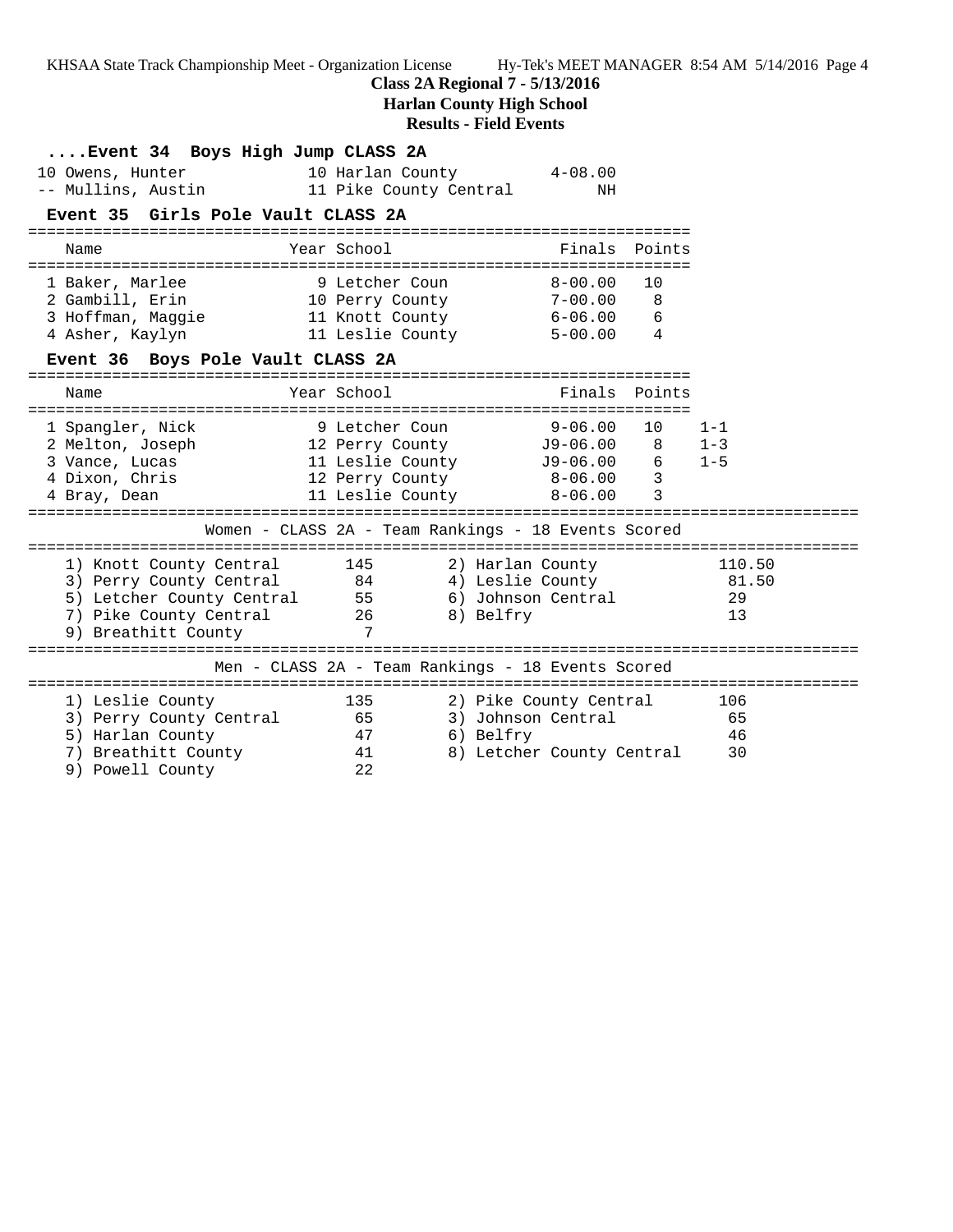**Class 2A Regional 7 - 5/13/2016**

**Harlan County High School**

**Results - Field Events**

### ....Event 34 Boys High Jump CLASS 2A

| | | | | |
|---|---|---|---|---|
| 10 | Owens, Hunter | 10 | Harlan County | 4-08.00 |
| -- | Mullins, Austin | 11 | Pike County Central | NH |

### Event 35 Girls Pole Vault CLASS 2A

| | Name | Year | School | Finals | Points |
|---|---|---|---|---|---|
| 1 | Baker, Marlee | 9 | Letcher Coun | 8-00.00 | 10 |
| 2 | Gambill, Erin | 10 | Perry County | 7-00.00 | 8 |
| 3 | Hoffman, Maggie | 11 | Knott County | 6-06.00 | 6 |
| 4 | Asher, Kaylyn | 11 | Leslie County | 5-00.00 | 4 |

### Event 36 Boys Pole Vault CLASS 2A

| | Name | Year | School | Finals | Points | |
|---|---|---|---|---|---|---|
| 1 | Spangler, Nick | 9 | Letcher Coun | 9-06.00 | 10 | 1-1 |
| 2 | Melton, Joseph | 12 | Perry County | J9-06.00 | 8 | 1-3 |
| 3 | Vance, Lucas | 11 | Leslie County | J9-06.00 | 6 | 1-5 |
| 4 | Dixon, Chris | 12 | Perry County | 8-06.00 | 3 | |
| 4 | Bray, Dean | 11 | Leslie County | 8-06.00 | 3 | |

### Women - CLASS 2A - Team Rankings - 18 Events Scored

| | | | |
|---|---|---|---|
| 1) Knott County Central | 145 | 2) Harlan County | 110.50 |
| 3) Perry County Central | 84 | 4) Leslie County | 81.50 |
| 5) Letcher County Central | 55 | 6) Johnson Central | 29 |
| 7) Pike County Central | 26 | 8) Belfry | 13 |
| 9) Breathitt County | 7 | | |

### Men - CLASS 2A - Team Rankings - 18 Events Scored

| | | | |
|---|---|---|---|
| 1) Leslie County | 135 | 2) Pike County Central | 106 |
| 3) Perry County Central | 65 | 3) Johnson Central | 65 |
| 5) Harlan County | 47 | 6) Belfry | 46 |
| 7) Breathitt County | 41 | 8) Letcher County Central | 30 |
| 9) Powell County | 22 | | |